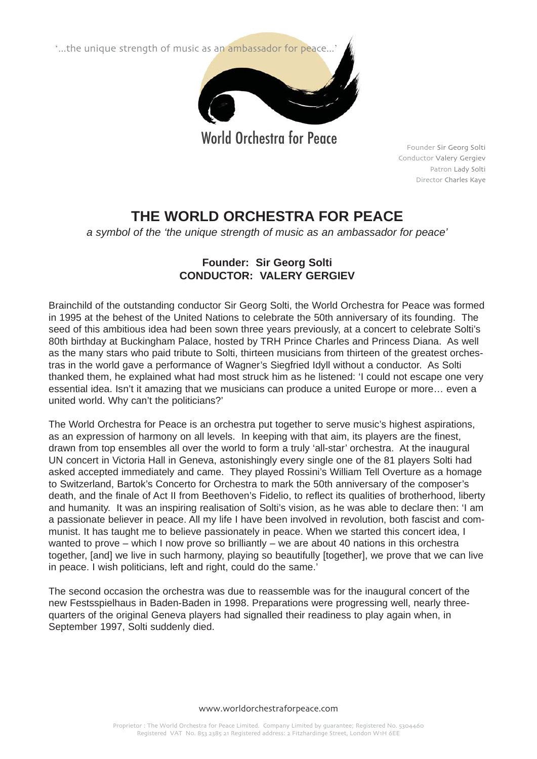'...the unique strength of music as an ambassador for peace...'

World Orchestra for Peace

Founder Sir Georg Solti
Conductor Valery Gergiev
Patron Lady Solti
Director Charles Kaye

# THE WORLD ORCHESTRA FOR PEACE

*a symbol of the 'the unique strength of music as an ambassador for peace'*

**Founder: Sir Georg Solti**
**CONDUCTOR: VALERY GERGIEV**

Brainchild of the outstanding conductor Sir Georg Solti, the World Orchestra for Peace was formed in 1995 at the behest of the United Nations to celebrate the 50th anniversary of its founding. The seed of this ambitious idea had been sown three years previously, at a concert to celebrate Solti's 80th birthday at Buckingham Palace, hosted by TRH Prince Charles and Princess Diana. As well as the many stars who paid tribute to Solti, thirteen musicians from thirteen of the greatest orchestras in the world gave a performance of Wagner's Siegfried Idyll without a conductor. As Solti thanked them, he explained what had most struck him as he listened: 'I could not escape one very essential idea. Isn't it amazing that we musicians can produce a united Europe or more… even a united world. Why can't the politicians?'

The World Orchestra for Peace is an orchestra put together to serve music's highest aspirations, as an expression of harmony on all levels. In keeping with that aim, its players are the finest, drawn from top ensembles all over the world to form a truly 'all-star' orchestra. At the inaugural UN concert in Victoria Hall in Geneva, astonishingly every single one of the 81 players Solti had asked accepted immediately and came. They played Rossini's William Tell Overture as a homage to Switzerland, Bartok's Concerto for Orchestra to mark the 50th anniversary of the composer's death, and the finale of Act II from Beethoven's Fidelio, to reflect its qualities of brotherhood, liberty and humanity. It was an inspiring realisation of Solti's vision, as he was able to declare then: 'I am a passionate believer in peace. All my life I have been involved in revolution, both fascist and communist. It has taught me to believe passionately in peace. When we started this concert idea, I wanted to prove – which I now prove so brilliantly – we are about 40 nations in this orchestra together, [and] we live in such harmony, playing so beautifully [together], we prove that we can live in peace. I wish politicians, left and right, could do the same.'

The second occasion the orchestra was due to reassemble was for the inaugural concert of the new Festsspielhaus in Baden-Baden in 1998. Preparations were progressing well, nearly three-quarters of the original Geneva players had signalled their readiness to play again when, in September 1997, Solti suddenly died.

www.worldorchestraforpeace.com

Proprietor : The World Orchestra for Peace Limited. Company Limited by guarantee; Registered No. 5304460
Registered VAT No. 853 2385 21 Registered address: 2 Fitzhardinge Street, London W1H 6EE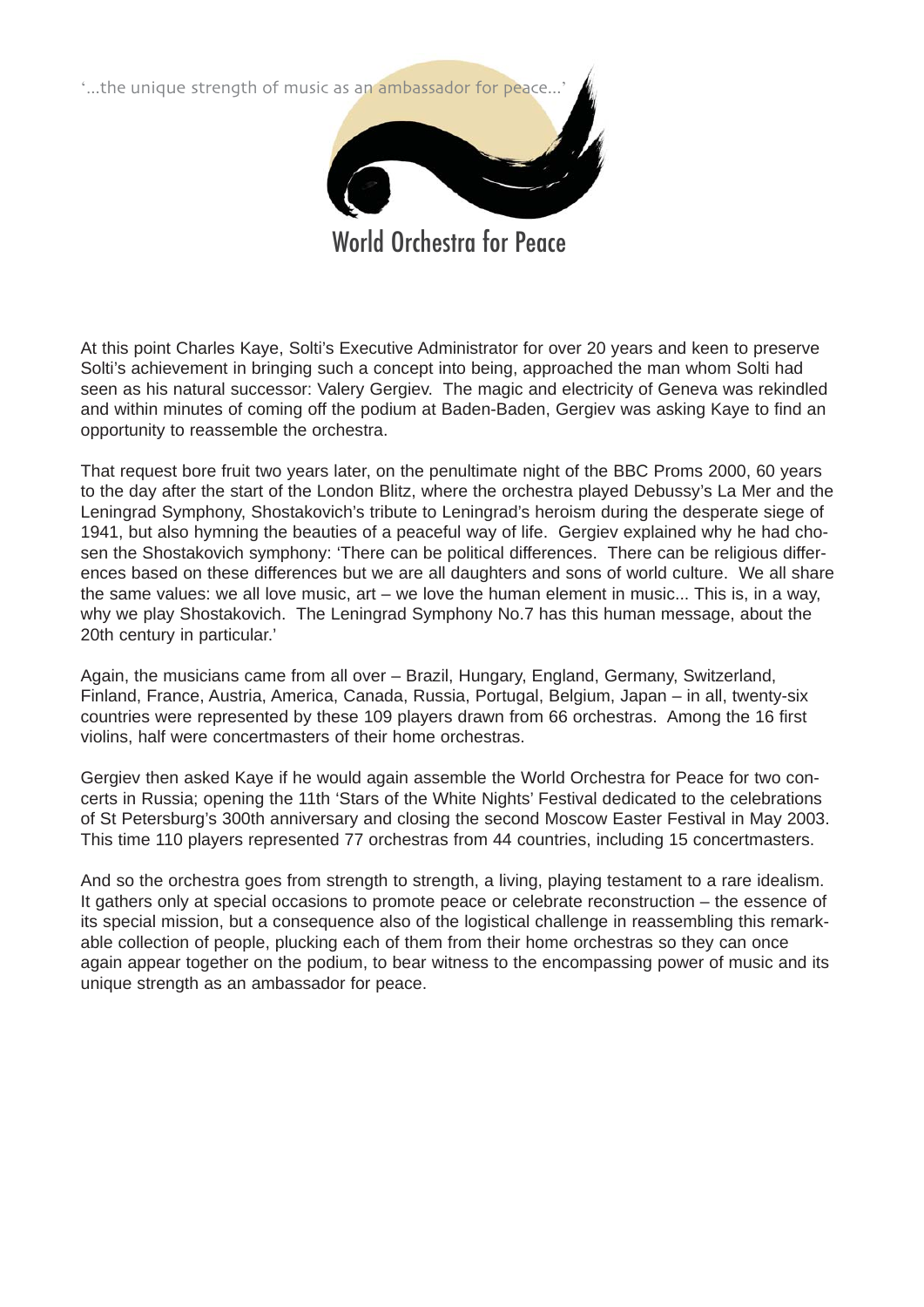'...the unique strength of music as an ambassador for peace...'

World Orchestra for Peace

At this point Charles Kaye, Solti's Executive Administrator for over 20 years and keen to preserve Solti's achievement in bringing such a concept into being, approached the man whom Solti had seen as his natural successor: Valery Gergiev. The magic and electricity of Geneva was rekindled and within minutes of coming off the podium at Baden-Baden, Gergiev was asking Kaye to find an opportunity to reassemble the orchestra.

That request bore fruit two years later, on the penultimate night of the BBC Proms 2000, 60 years to the day after the start of the London Blitz, where the orchestra played Debussy's La Mer and the Leningrad Symphony, Shostakovich's tribute to Leningrad's heroism during the desperate siege of 1941, but also hymning the beauties of a peaceful way of life. Gergiev explained why he had chosen the Shostakovich symphony: 'There can be political differences. There can be religious differences based on these differences but we are all daughters and sons of world culture. We all share the same values: we all love music, art – we love the human element in music... This is, in a way, why we play Shostakovich. The Leningrad Symphony No.7 has this human message, about the 20th century in particular.'

Again, the musicians came from all over – Brazil, Hungary, England, Germany, Switzerland, Finland, France, Austria, America, Canada, Russia, Portugal, Belgium, Japan – in all, twenty-six countries were represented by these 109 players drawn from 66 orchestras. Among the 16 first violins, half were concertmasters of their home orchestras.

Gergiev then asked Kaye if he would again assemble the World Orchestra for Peace for two concerts in Russia; opening the 11th 'Stars of the White Nights' Festival dedicated to the celebrations of St Petersburg's 300th anniversary and closing the second Moscow Easter Festival in May 2003. This time 110 players represented 77 orchestras from 44 countries, including 15 concertmasters.

And so the orchestra goes from strength to strength, a living, playing testament to a rare idealism. It gathers only at special occasions to promote peace or celebrate reconstruction – the essence of its special mission, but a consequence also of the logistical challenge in reassembling this remarkable collection of people, plucking each of them from their home orchestras so they can once again appear together on the podium, to bear witness to the encompassing power of music and its unique strength as an ambassador for peace.